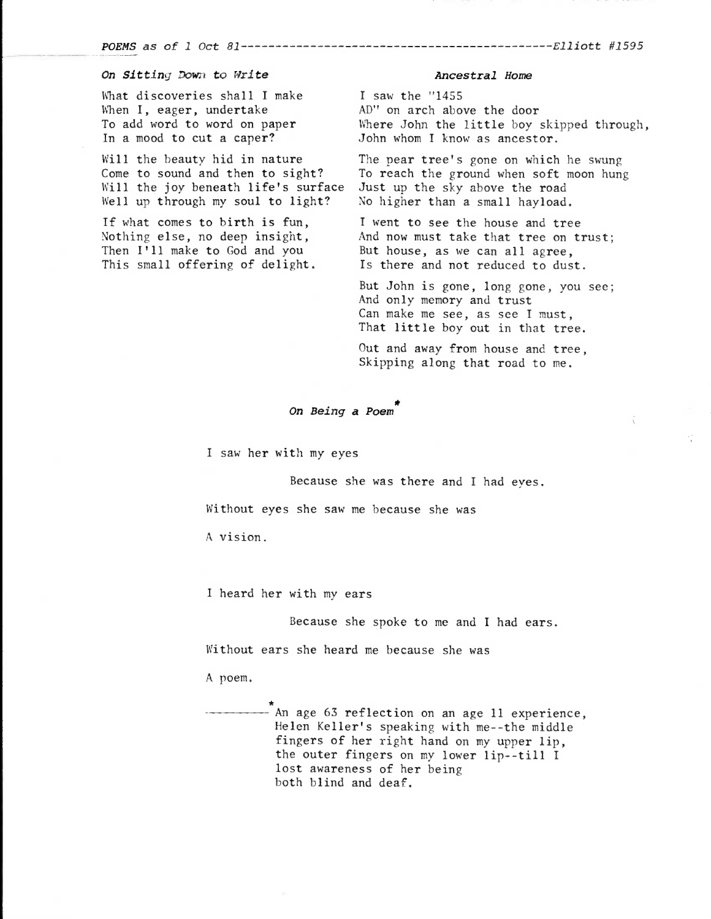*POEMS as of 1 Oct 81*------------------------------------------*Elliott #1595*

### *On Sitting Down to Write*

What discoveries shall I make
When I, eager, undertake
To add word to word on paper
In a mood to cut a caper?

Will the beauty hid in nature
Come to sound and then to sight?
Will the joy beneath life's surface
Well up through my soul to light?

If what comes to birth is fun,
Nothing else, no deep insight,
Then I'll make to God and you
This small offering of delight.

### *Ancestral Home*

I saw the "1455
AD" on arch above the door
Where John the little boy skipped through,
John whom I know as ancestor.

The pear tree's gone on which he swung
To reach the ground when soft moon hung
Just up the sky above the road
No higher than a small hayload.

I went to see the house and tree
And now must take that tree on trust;
But house, as we can all agree,
Is there and not reduced to dust.

But John is gone, long gone, you see;
And only memory and trust
Can make me see, as see I must,
That little boy out in that tree.

Out and away from house and tree,
Skipping along that road to me.

### *On Being a Poem**

I saw her with my eyes

Because she was there and I had eyes.

Without eyes she saw me because she was

A vision.

I heard her with my ears

Because she spoke to me and I had ears.

Without ears she heard me because she was

A poem.

---

*An age 63 reflection on an age 11 experience, Helen Keller's speaking with me--the middle fingers of her right hand on my upper lip, the outer fingers on my lower lip--till I lost awareness of her being both blind and deaf.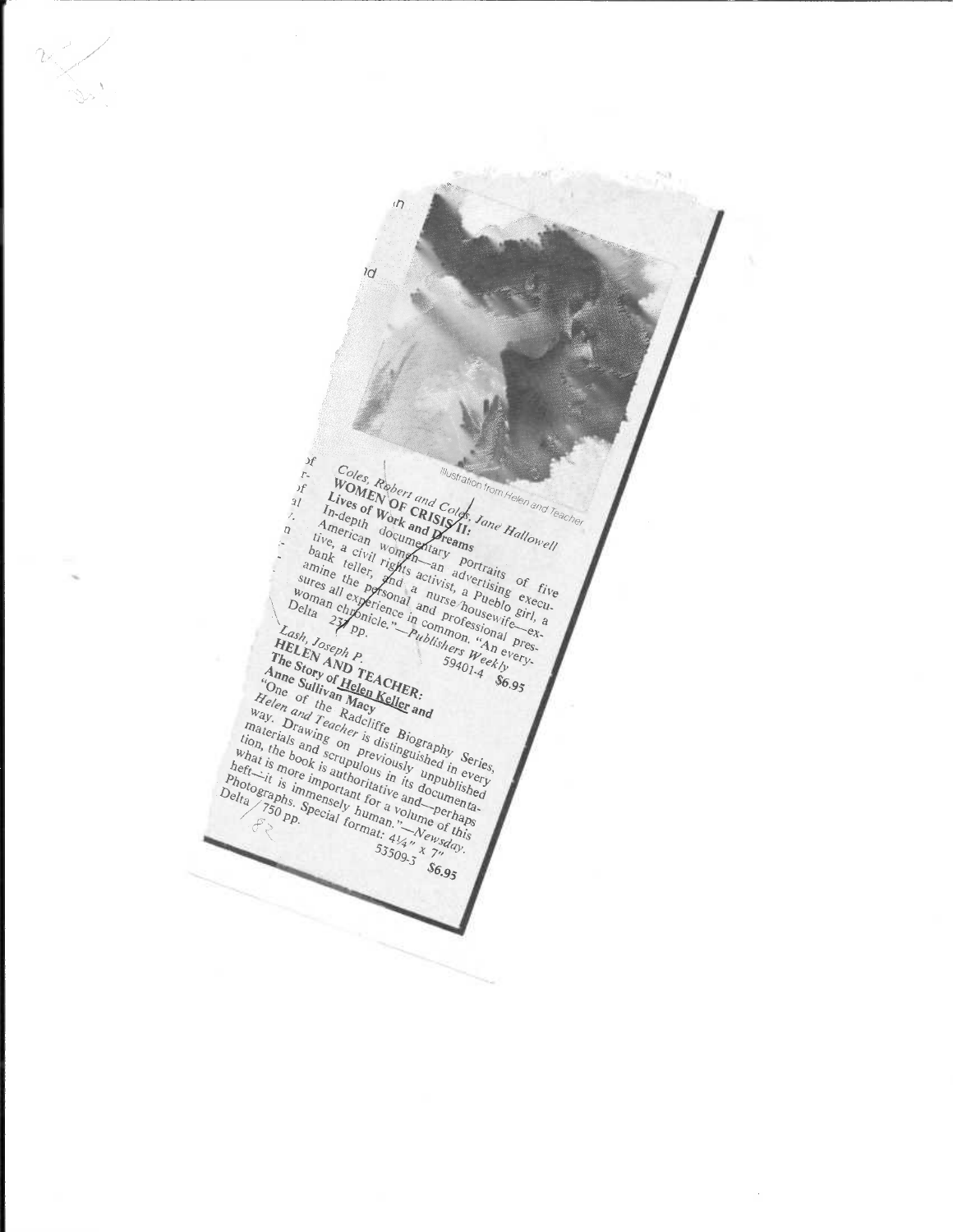Illustration from Helen and Teacher

*Coles, Robert and Coles, Jane Hallowell*
**WOMEN OF CRISIS II:**
**Lives of Work and Dreams**
In-depth documentary portraits of five American women—an advertising executive, a civil rights activist, a Pueblo girl, a bank teller, and a nurse/housewife—examine the personal and professional pressures all experience in common. "An every-woman chronicle."—*Publishers Weekly*
Delta 237 pp. 59401-4 $6.95

*Lash, Joseph P.*
**HELEN AND TEACHER:**
**The Story of Helen Keller and Anne Sullivan Macy**
"One of the Radcliffe Biography Series, *Helen and Teacher* is distinguished in every way. Drawing on previously unpublished materials and scrupulous in its documentation, the book is authoritative and—perhaps what is more important for a volume of this heft—it is immensely human."—*Newsday*.
Photographs. Special format: 4¼" x 7"
Delta 750 pp. 53509-3 $6.95